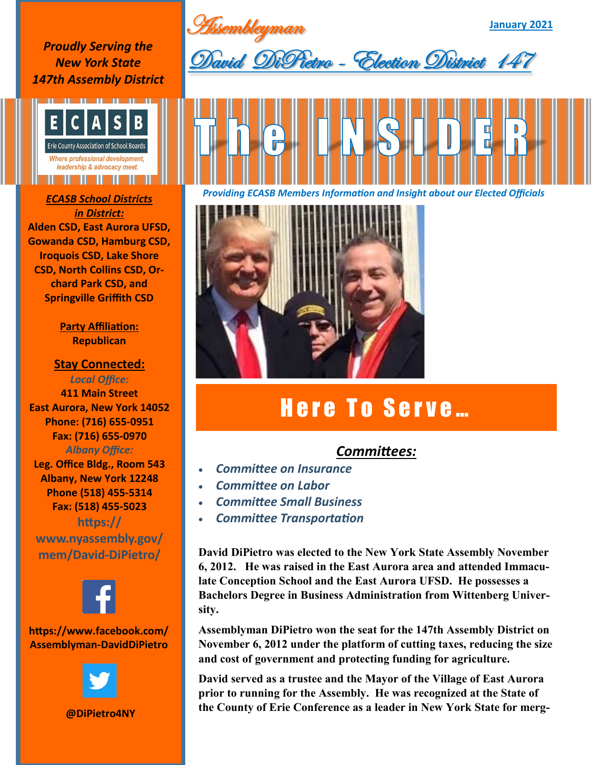# Assemblyman

## David DiPietro - Election District 147

**January 2021**

*Proudly Serving the New York State 147th Assembly District*

ECASB
Erie County Association of School Boards
*Where professional development, leadership & advocacy meet.*

# The INSIDER

*Providing ECASB Members Information and Insight about our Elected Officials*

**ECASB School Districts in District:**
Alden CSD, East Aurora UFSD, Gowanda CSD, Hamburg CSD, Iroquois CSD, Lake Shore CSD, North Collins CSD, Orchard Park CSD, and Springville Griffith CSD

**Party Affiliation:**
Republican

**Stay Connected:**

*Local Office:*
411 Main Street
East Aurora, New York 14052
Phone: (716) 655-0951
Fax: (716) 655-0970

*Albany Office:*
Leg. Office Bldg., Room 543
Albany, New York 12248
Phone (518) 455-5314
Fax: (518) 455-5023

https://www.nyassembly.gov/mem/David-DiPietro/

https://www.facebook.com/Assemblyman-DavidDiPietro

@DiPietro4NY

## Here To Serve...

### Committees:

- *Committee on Insurance*
- *Committee on Labor*
- *Committee Small Business*
- *Committee Transportation*

**David DiPietro was elected to the New York State Assembly November 6, 2012. He was raised in the East Aurora area and attended Immaculate Conception School and the East Aurora UFSD. He possesses a Bachelors Degree in Business Administration from Wittenberg University.**

**Assemblyman DiPietro won the seat for the 147th Assembly District on November 6, 2012 under the platform of cutting taxes, reducing the size and cost of government and protecting funding for agriculture.**

**David served as a trustee and the Mayor of the Village of East Aurora prior to running for the Assembly. He was recognized at the State of the County of Erie Conference as a leader in New York State for merg-**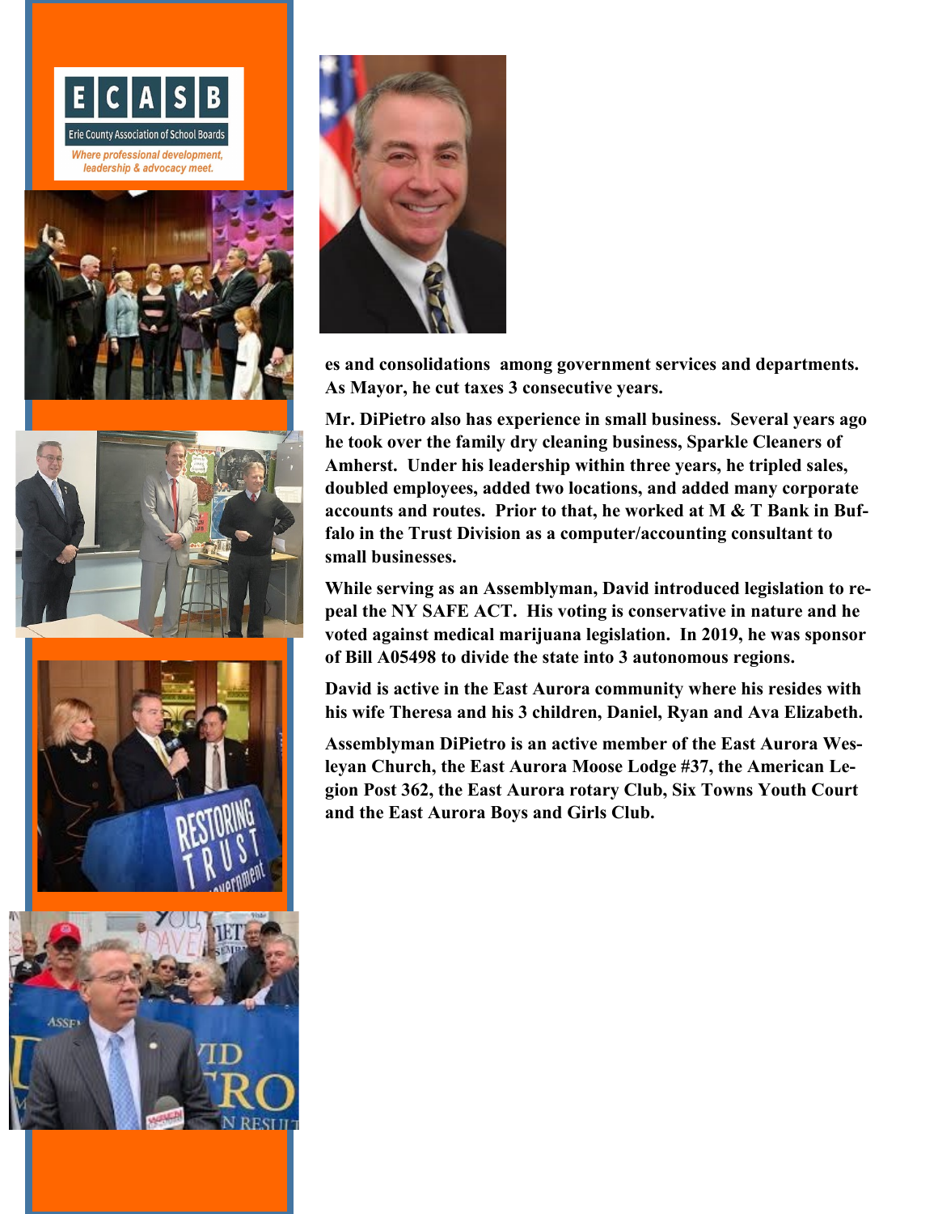**es and consolidations among government services and departments. As Mayor, he cut taxes 3 consecutive years.**

**Mr. DiPietro also has experience in small business. Several years ago he took over the family dry cleaning business, Sparkle Cleaners of Amherst. Under his leadership within three years, he tripled sales, doubled employees, added two locations, and added many corporate accounts and routes. Prior to that, he worked at M & T Bank in Buffalo in the Trust Division as a computer/accounting consultant to small businesses.**

**While serving as an Assemblyman, David introduced legislation to repeal the NY SAFE ACT. His voting is conservative in nature and he voted against medical marijuana legislation. In 2019, he was sponsor of Bill A05498 to divide the state into 3 autonomous regions.**

**David is active in the East Aurora community where his resides with his wife Theresa and his 3 children, Daniel, Ryan and Ava Elizabeth.**

**Assemblyman DiPietro is an active member of the East Aurora Wesleyan Church, the East Aurora Moose Lodge #37, the American Legion Post 362, the East Aurora rotary Club, Six Towns Youth Court and the East Aurora Boys and Girls Club.**